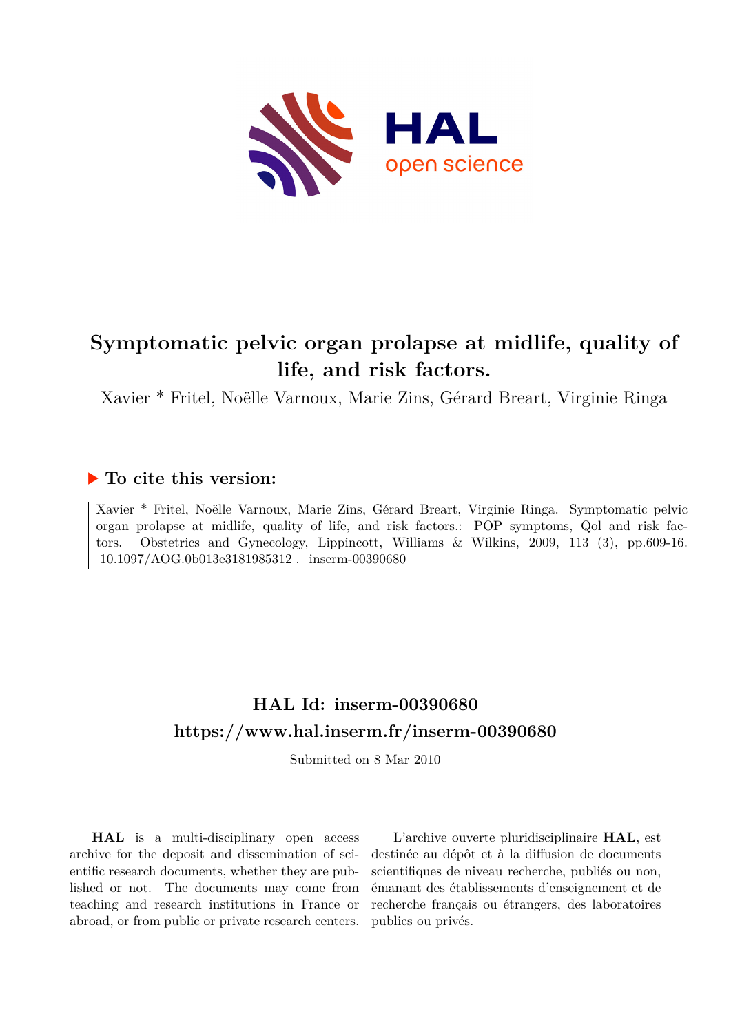# Symptomatic pelvic organ prolapse at midlife, quality of life, and risk factors.

Xavier * Fritel, Noëlle Varnoux, Marie Zins, Gérard Breart, Virginie Ringa

## ▶ To cite this version:

Xavier * Fritel, Noëlle Varnoux, Marie Zins, Gérard Breart, Virginie Ringa. Symptomatic pelvic organ prolapse at midlife, quality of life, and risk factors.: POP symptoms, Qol and risk factors. Obstetrics and Gynecology, Lippincott, Williams & Wilkins, 2009, 113 (3), pp.609-16. 10.1097/AOG.0b013e3181985312. inserm-00390680

## HAL Id: inserm-00390680
## https://www.hal.inserm.fr/inserm-00390680

Submitted on 8 Mar 2010

**HAL** is a multi-disciplinary open access archive for the deposit and dissemination of scientific research documents, whether they are published or not. The documents may come from teaching and research institutions in France or abroad, or from public or private research centers.

L'archive ouverte pluridisciplinaire **HAL**, est destinée au dépôt et à la diffusion de documents scientifiques de niveau recherche, publiés ou non, émanant des établissements d'enseignement et de recherche français ou étrangers, des laboratoires publics ou privés.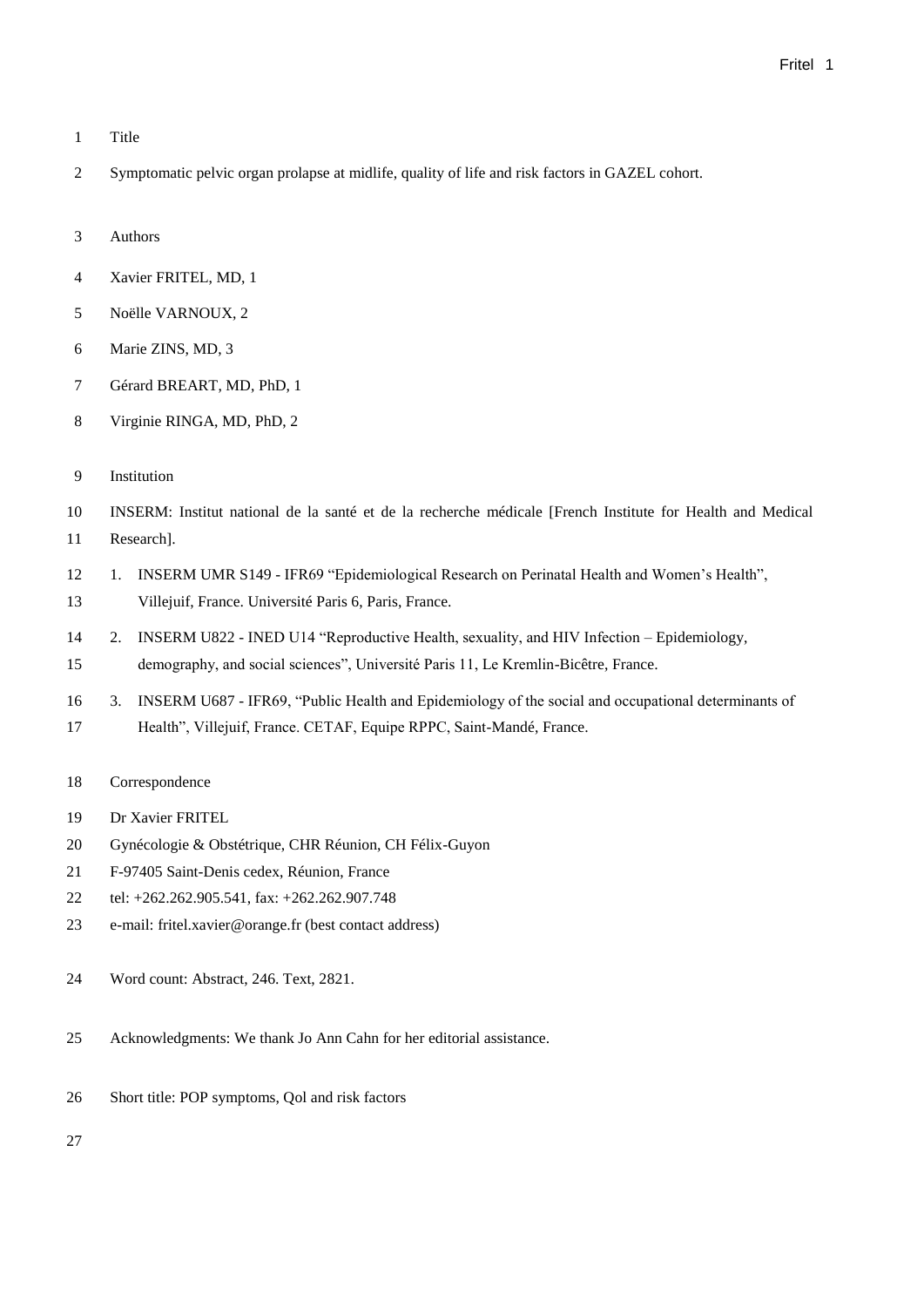Title

Symptomatic pelvic organ prolapse at midlife, quality of life and risk factors in GAZEL cohort.

Authors

Xavier FRITEL, MD, 1

Noëlle VARNOUX, 2

Marie ZINS, MD, 3

Gérard BREART, MD, PhD, 1

Virginie RINGA, MD, PhD, 2

Institution

INSERM: Institut national de la santé et de la recherche médicale [French Institute for Health and Medical Research].

1. INSERM UMR S149 - IFR69 "Epidemiological Research on Perinatal Health and Women's Health", Villejuif, France. Université Paris 6, Paris, France.
2. INSERM U822 - INED U14 "Reproductive Health, sexuality, and HIV Infection – Epidemiology, demography, and social sciences", Université Paris 11, Le Kremlin-Bicêtre, France.
3. INSERM U687 - IFR69, "Public Health and Epidemiology of the social and occupational determinants of Health", Villejuif, France. CETAF, Equipe RPPC, Saint-Mandé, France.

Correspondence

Dr Xavier FRITEL

Gynécologie & Obstétrique, CHR Réunion, CH Félix-Guyon

F-97405 Saint-Denis cedex, Réunion, France

tel: +262.262.905.541, fax: +262.262.907.748

e-mail: fritel.xavier@orange.fr (best contact address)

Word count: Abstract, 246. Text, 2821.

Acknowledgments: We thank Jo Ann Cahn for her editorial assistance.

Short title: POP symptoms, Qol and risk factors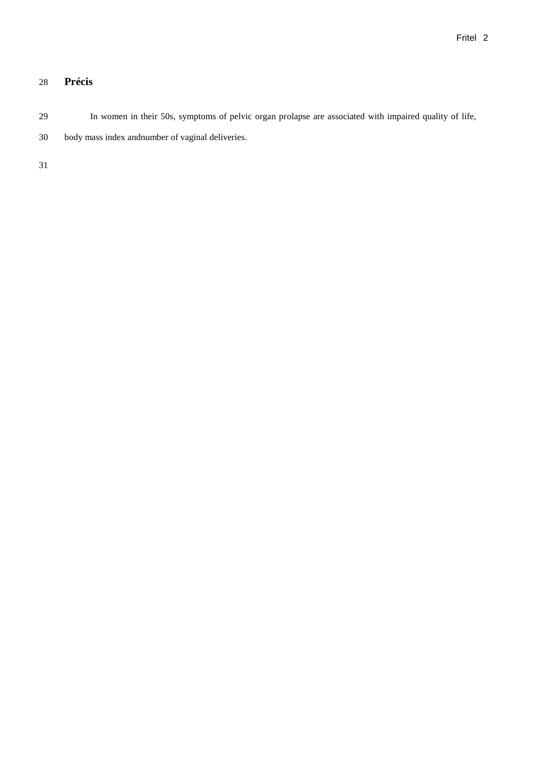## Précis

In women in their 50s, symptoms of pelvic organ prolapse are associated with impaired quality of life, body mass index andnumber of vaginal deliveries.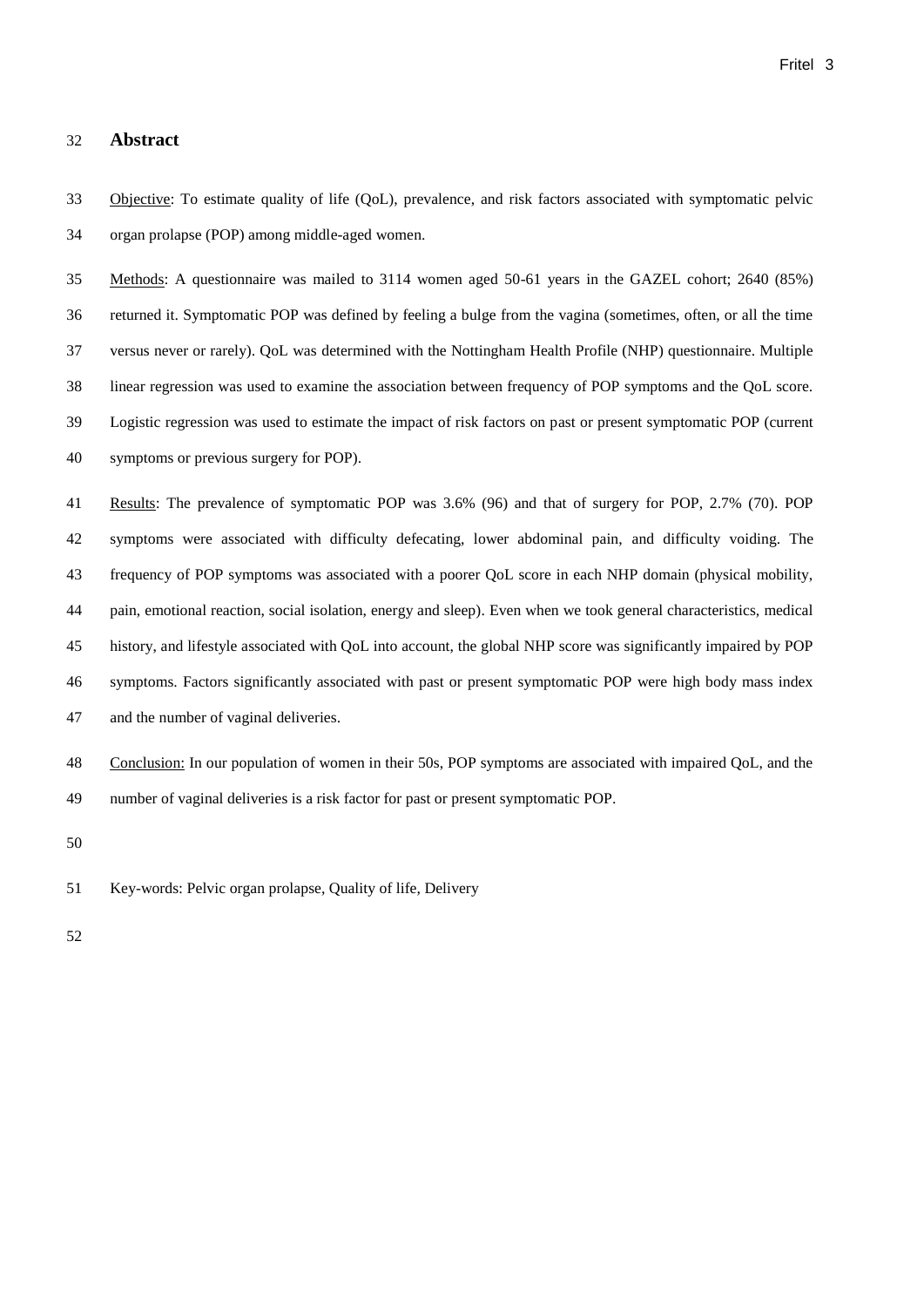## Abstract

Objective: To estimate quality of life (QoL), prevalence, and risk factors associated with symptomatic pelvic organ prolapse (POP) among middle-aged women.

Methods: A questionnaire was mailed to 3114 women aged 50-61 years in the GAZEL cohort; 2640 (85%) returned it. Symptomatic POP was defined by feeling a bulge from the vagina (sometimes, often, or all the time versus never or rarely). QoL was determined with the Nottingham Health Profile (NHP) questionnaire. Multiple linear regression was used to examine the association between frequency of POP symptoms and the QoL score. Logistic regression was used to estimate the impact of risk factors on past or present symptomatic POP (current symptoms or previous surgery for POP).

Results: The prevalence of symptomatic POP was 3.6% (96) and that of surgery for POP, 2.7% (70). POP symptoms were associated with difficulty defecating, lower abdominal pain, and difficulty voiding. The frequency of POP symptoms was associated with a poorer QoL score in each NHP domain (physical mobility, pain, emotional reaction, social isolation, energy and sleep). Even when we took general characteristics, medical history, and lifestyle associated with QoL into account, the global NHP score was significantly impaired by POP symptoms. Factors significantly associated with past or present symptomatic POP were high body mass index and the number of vaginal deliveries.

Conclusion: In our population of women in their 50s, POP symptoms are associated with impaired QoL, and the number of vaginal deliveries is a risk factor for past or present symptomatic POP.

Key-words: Pelvic organ prolapse, Quality of life, Delivery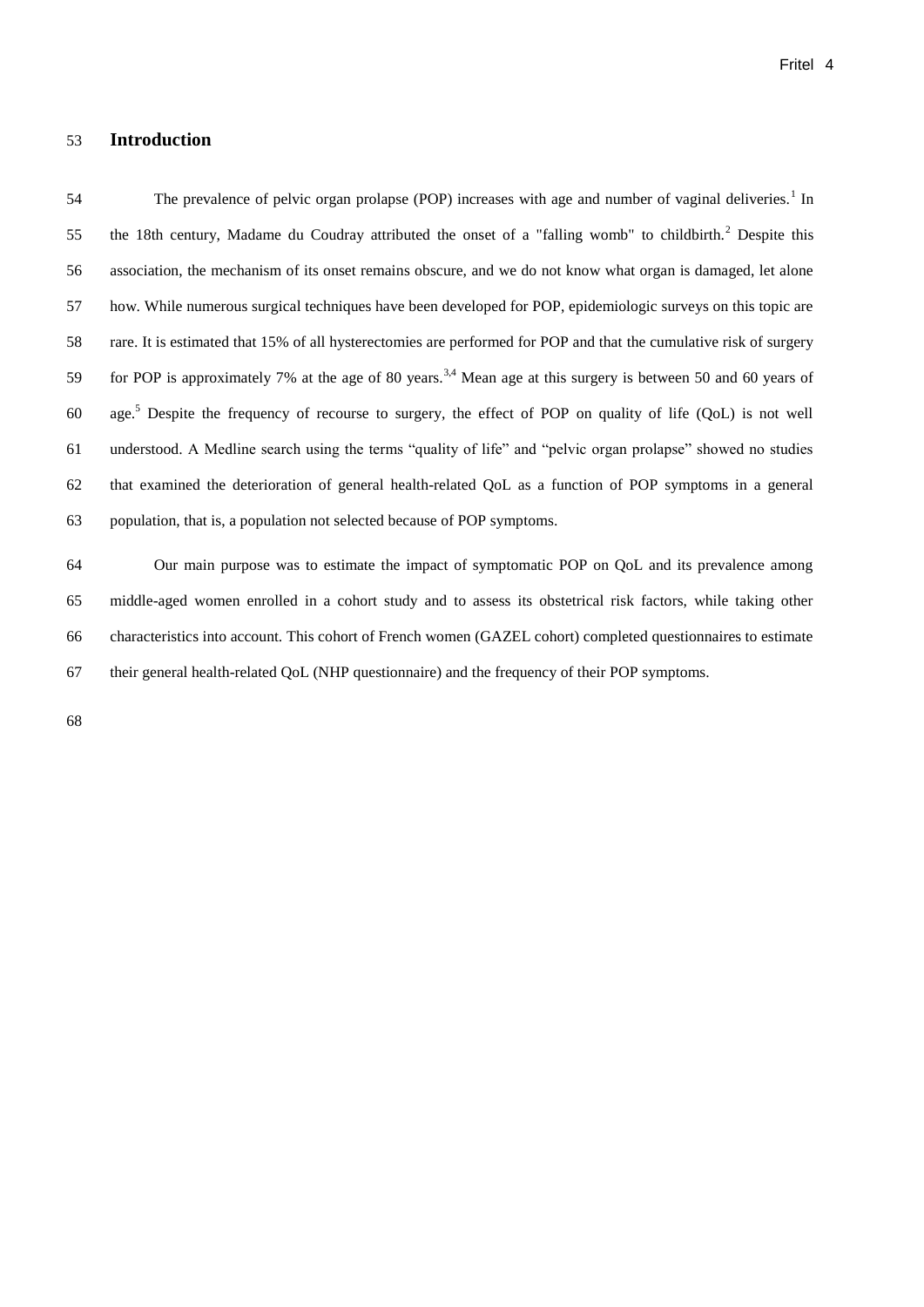## Introduction

The prevalence of pelvic organ prolapse (POP) increases with age and number of vaginal deliveries.[1] In the 18th century, Madame du Coudray attributed the onset of a "falling womb" to childbirth.[2] Despite this association, the mechanism of its onset remains obscure, and we do not know what organ is damaged, let alone how. While numerous surgical techniques have been developed for POP, epidemiologic surveys on this topic are rare. It is estimated that 15% of all hysterectomies are performed for POP and that the cumulative risk of surgery for POP is approximately 7% at the age of 80 years.[3,4] Mean age at this surgery is between 50 and 60 years of age.[5] Despite the frequency of recourse to surgery, the effect of POP on quality of life (QoL) is not well understood. A Medline search using the terms "quality of life" and "pelvic organ prolapse" showed no studies that examined the deterioration of general health-related QoL as a function of POP symptoms in a general population, that is, a population not selected because of POP symptoms.

Our main purpose was to estimate the impact of symptomatic POP on QoL and its prevalence among middle-aged women enrolled in a cohort study and to assess its obstetrical risk factors, while taking other characteristics into account. This cohort of French women (GAZEL cohort) completed questionnaires to estimate their general health-related QoL (NHP questionnaire) and the frequency of their POP symptoms.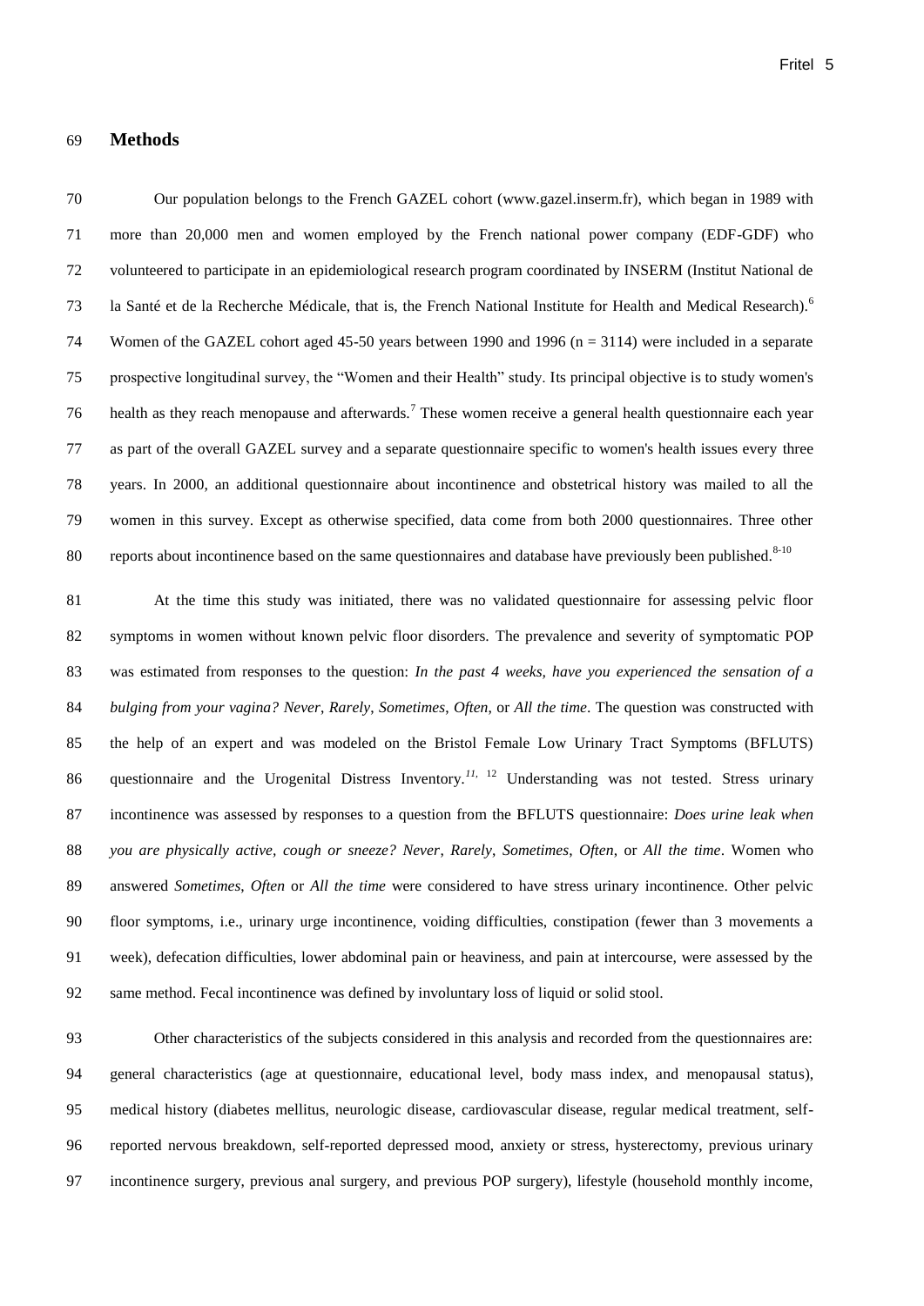## Methods

Our population belongs to the French GAZEL cohort (www.gazel.inserm.fr), which began in 1989 with more than 20,000 men and women employed by the French national power company (EDF-GDF) who volunteered to participate in an epidemiological research program coordinated by INSERM (Institut National de la Santé et de la Recherche Médicale, that is, the French National Institute for Health and Medical Research).[6] Women of the GAZEL cohort aged 45-50 years between 1990 and 1996 (n = 3114) were included in a separate prospective longitudinal survey, the "Women and their Health" study. Its principal objective is to study women's health as they reach menopause and afterwards.[7] These women receive a general health questionnaire each year as part of the overall GAZEL survey and a separate questionnaire specific to women's health issues every three years. In 2000, an additional questionnaire about incontinence and obstetrical history was mailed to all the women in this survey. Except as otherwise specified, data come from both 2000 questionnaires. Three other reports about incontinence based on the same questionnaires and database have previously been published.[8-10]

At the time this study was initiated, there was no validated questionnaire for assessing pelvic floor symptoms in women without known pelvic floor disorders. The prevalence and severity of symptomatic POP was estimated from responses to the question: *In the past 4 weeks, have you experienced the sensation of a bulging from your vagina? Never*, *Rarely*, *Sometimes*, *Often*, or *All the time*. The question was constructed with the help of an expert and was modeled on the Bristol Female Low Urinary Tract Symptoms (BFLUTS) questionnaire and the Urogenital Distress Inventory.[11, 12] Understanding was not tested. Stress urinary incontinence was assessed by responses to a question from the BFLUTS questionnaire: *Does urine leak when you are physically active, cough or sneeze? Never*, *Rarely*, *Sometimes*, *Often*, or *All the time*. Women who answered *Sometimes*, *Often* or *All the time* were considered to have stress urinary incontinence. Other pelvic floor symptoms, i.e., urinary urge incontinence, voiding difficulties, constipation (fewer than 3 movements a week), defecation difficulties, lower abdominal pain or heaviness, and pain at intercourse, were assessed by the same method. Fecal incontinence was defined by involuntary loss of liquid or solid stool.

Other characteristics of the subjects considered in this analysis and recorded from the questionnaires are: general characteristics (age at questionnaire, educational level, body mass index, and menopausal status), medical history (diabetes mellitus, neurologic disease, cardiovascular disease, regular medical treatment, self-reported nervous breakdown, self-reported depressed mood, anxiety or stress, hysterectomy, previous urinary incontinence surgery, previous anal surgery, and previous POP surgery), lifestyle (household monthly income,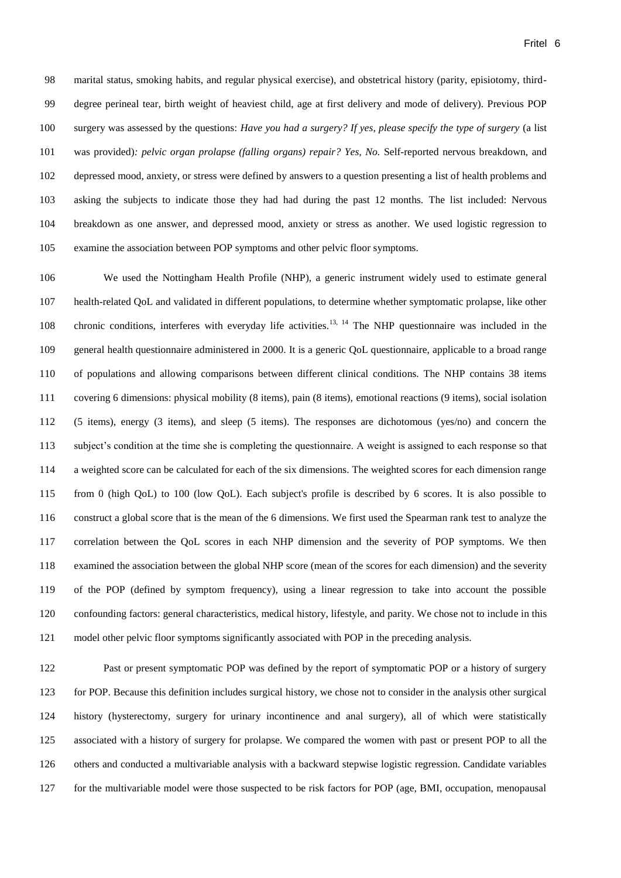marital status, smoking habits, and regular physical exercise), and obstetrical history (parity, episiotomy, third-degree perineal tear, birth weight of heaviest child, age at first delivery and mode of delivery). Previous POP surgery was assessed by the questions: *Have you had a surgery? If yes, please specify the type of surgery* (a list was provided)*: pelvic organ prolapse (falling organs) repair? Yes, No.* Self-reported nervous breakdown, and depressed mood, anxiety, or stress were defined by answers to a question presenting a list of health problems and asking the subjects to indicate those they had had during the past 12 months. The list included: Nervous breakdown as one answer, and depressed mood, anxiety or stress as another. We used logistic regression to examine the association between POP symptoms and other pelvic floor symptoms.

We used the Nottingham Health Profile (NHP), a generic instrument widely used to estimate general health-related QoL and validated in different populations, to determine whether symptomatic prolapse, like other chronic conditions, interferes with everyday life activities.[13, 14] The NHP questionnaire was included in the general health questionnaire administered in 2000. It is a generic QoL questionnaire, applicable to a broad range of populations and allowing comparisons between different clinical conditions. The NHP contains 38 items covering 6 dimensions: physical mobility (8 items), pain (8 items), emotional reactions (9 items), social isolation (5 items), energy (3 items), and sleep (5 items). The responses are dichotomous (yes/no) and concern the subject's condition at the time she is completing the questionnaire. A weight is assigned to each response so that a weighted score can be calculated for each of the six dimensions. The weighted scores for each dimension range from 0 (high QoL) to 100 (low QoL). Each subject's profile is described by 6 scores. It is also possible to construct a global score that is the mean of the 6 dimensions. We first used the Spearman rank test to analyze the correlation between the QoL scores in each NHP dimension and the severity of POP symptoms. We then examined the association between the global NHP score (mean of the scores for each dimension) and the severity of the POP (defined by symptom frequency), using a linear regression to take into account the possible confounding factors: general characteristics, medical history, lifestyle, and parity. We chose not to include in this model other pelvic floor symptoms significantly associated with POP in the preceding analysis.

Past or present symptomatic POP was defined by the report of symptomatic POP or a history of surgery for POP. Because this definition includes surgical history, we chose not to consider in the analysis other surgical history (hysterectomy, surgery for urinary incontinence and anal surgery), all of which were statistically associated with a history of surgery for prolapse. We compared the women with past or present POP to all the others and conducted a multivariable analysis with a backward stepwise logistic regression. Candidate variables for the multivariable model were those suspected to be risk factors for POP (age, BMI, occupation, menopausal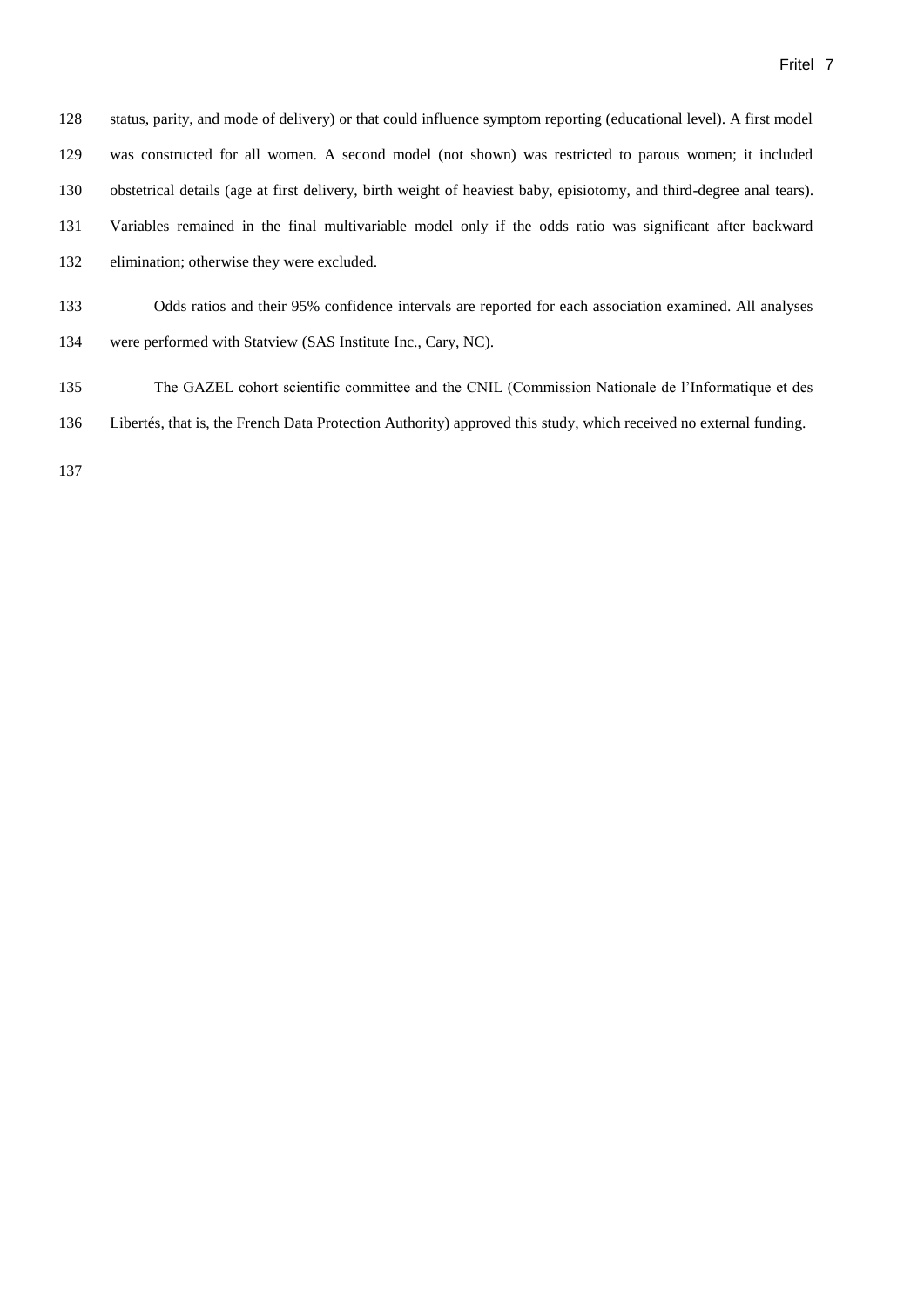status, parity, and mode of delivery) or that could influence symptom reporting (educational level). A first model was constructed for all women. A second model (not shown) was restricted to parous women; it included obstetrical details (age at first delivery, birth weight of heaviest baby, episiotomy, and third-degree anal tears). Variables remained in the final multivariable model only if the odds ratio was significant after backward elimination; otherwise they were excluded.

Odds ratios and their 95% confidence intervals are reported for each association examined. All analyses were performed with Statview (SAS Institute Inc., Cary, NC).

The GAZEL cohort scientific committee and the CNIL (Commission Nationale de l'Informatique et des Libertés, that is, the French Data Protection Authority) approved this study, which received no external funding.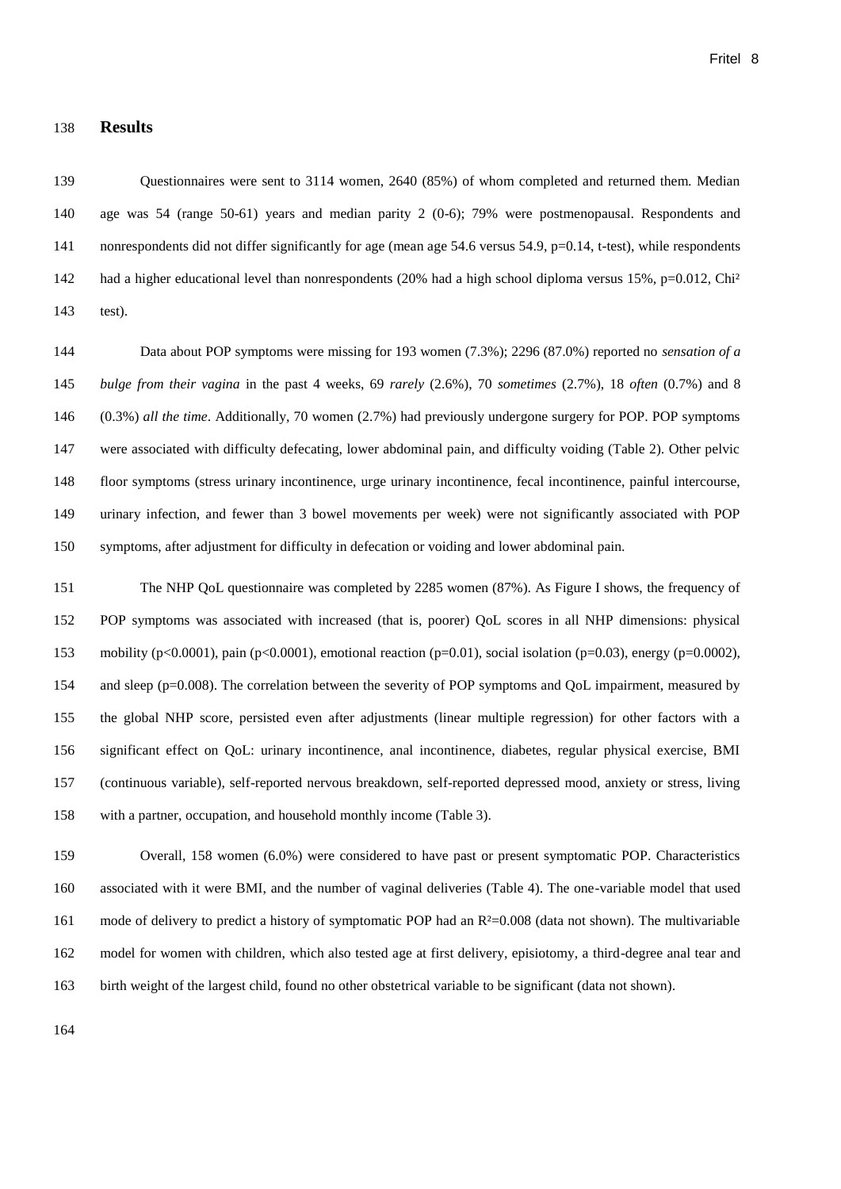## Results

Questionnaires were sent to 3114 women, 2640 (85%) of whom completed and returned them. Median age was 54 (range 50-61) years and median parity 2 (0-6); 79% were postmenopausal. Respondents and nonrespondents did not differ significantly for age (mean age 54.6 versus 54.9, p=0.14, t-test), while respondents had a higher educational level than nonrespondents (20% had a high school diploma versus 15%, p=0.012, Chi² test).

Data about POP symptoms were missing for 193 women (7.3%); 2296 (87.0%) reported no *sensation of a bulge from their vagina* in the past 4 weeks, 69 *rarely* (2.6%), 70 *sometimes* (2.7%), 18 *often* (0.7%) and 8 (0.3%) *all the time*. Additionally, 70 women (2.7%) had previously undergone surgery for POP. POP symptoms were associated with difficulty defecating, lower abdominal pain, and difficulty voiding (Table 2). Other pelvic floor symptoms (stress urinary incontinence, urge urinary incontinence, fecal incontinence, painful intercourse, urinary infection, and fewer than 3 bowel movements per week) were not significantly associated with POP symptoms, after adjustment for difficulty in defecation or voiding and lower abdominal pain.

The NHP QoL questionnaire was completed by 2285 women (87%). As Figure I shows, the frequency of POP symptoms was associated with increased (that is, poorer) QoL scores in all NHP dimensions: physical mobility (p<0.0001), pain (p<0.0001), emotional reaction (p=0.01), social isolation (p=0.03), energy (p=0.0002), and sleep (p=0.008). The correlation between the severity of POP symptoms and QoL impairment, measured by the global NHP score, persisted even after adjustments (linear multiple regression) for other factors with a significant effect on QoL: urinary incontinence, anal incontinence, diabetes, regular physical exercise, BMI (continuous variable), self-reported nervous breakdown, self-reported depressed mood, anxiety or stress, living with a partner, occupation, and household monthly income (Table 3).

Overall, 158 women (6.0%) were considered to have past or present symptomatic POP. Characteristics associated with it were BMI, and the number of vaginal deliveries (Table 4). The one-variable model that used mode of delivery to predict a history of symptomatic POP had an $R^2$=0.008 (data not shown). The multivariable model for women with children, which also tested age at first delivery, episiotomy, a third-degree anal tear and birth weight of the largest child, found no other obstetrical variable to be significant (data not shown).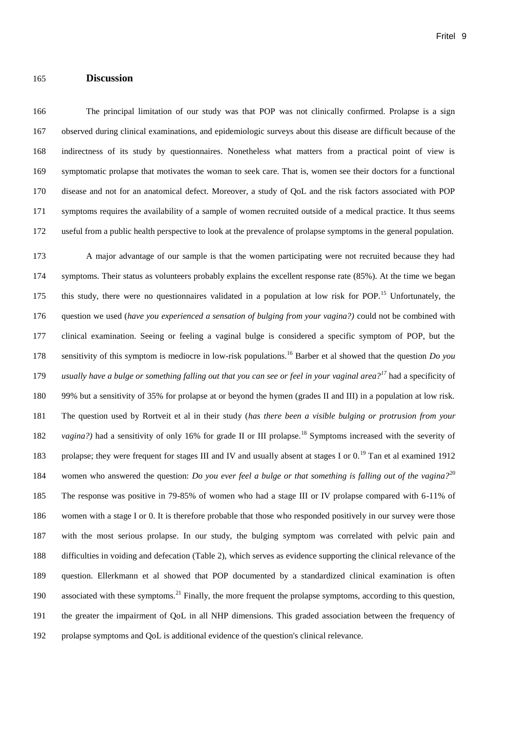## Discussion

The principal limitation of our study was that POP was not clinically confirmed. Prolapse is a sign observed during clinical examinations, and epidemiologic surveys about this disease are difficult because of the indirectness of its study by questionnaires. Nonetheless what matters from a practical point of view is symptomatic prolapse that motivates the woman to seek care. That is, women see their doctors for a functional disease and not for an anatomical defect. Moreover, a study of QoL and the risk factors associated with POP symptoms requires the availability of a sample of women recruited outside of a medical practice. It thus seems useful from a public health perspective to look at the prevalence of prolapse symptoms in the general population.

A major advantage of our sample is that the women participating were not recruited because they had symptoms. Their status as volunteers probably explains the excellent response rate (85%). At the time we began this study, there were no questionnaires validated in a population at low risk for POP.[15] Unfortunately, the question we used (*have you experienced a sensation of bulging from your vagina?)* could not be combined with clinical examination. Seeing or feeling a vaginal bulge is considered a specific symptom of POP, but the sensitivity of this symptom is mediocre in low-risk populations.[16] Barber et al showed that the question *Do you usually have a bulge or something falling out that you can see or feel in your vaginal area?*[17] had a specificity of 99% but a sensitivity of 35% for prolapse at or beyond the hymen (grades II and III) in a population at low risk. The question used by Rortveit et al in their study (*has there been a visible bulging or protrusion from your vagina?)* had a sensitivity of only 16% for grade II or III prolapse.[18] Symptoms increased with the severity of prolapse; they were frequent for stages III and IV and usually absent at stages I or 0.[19] Tan et al examined 1912 women who answered the question: *Do you ever feel a bulge or that something is falling out of the vagina?*[20] The response was positive in 79-85% of women who had a stage III or IV prolapse compared with 6-11% of women with a stage I or 0. It is therefore probable that those who responded positively in our survey were those with the most serious prolapse. In our study, the bulging symptom was correlated with pelvic pain and difficulties in voiding and defecation (Table 2), which serves as evidence supporting the clinical relevance of the question. Ellerkmann et al showed that POP documented by a standardized clinical examination is often associated with these symptoms.[21] Finally, the more frequent the prolapse symptoms, according to this question, the greater the impairment of QoL in all NHP dimensions. This graded association between the frequency of prolapse symptoms and QoL is additional evidence of the question's clinical relevance.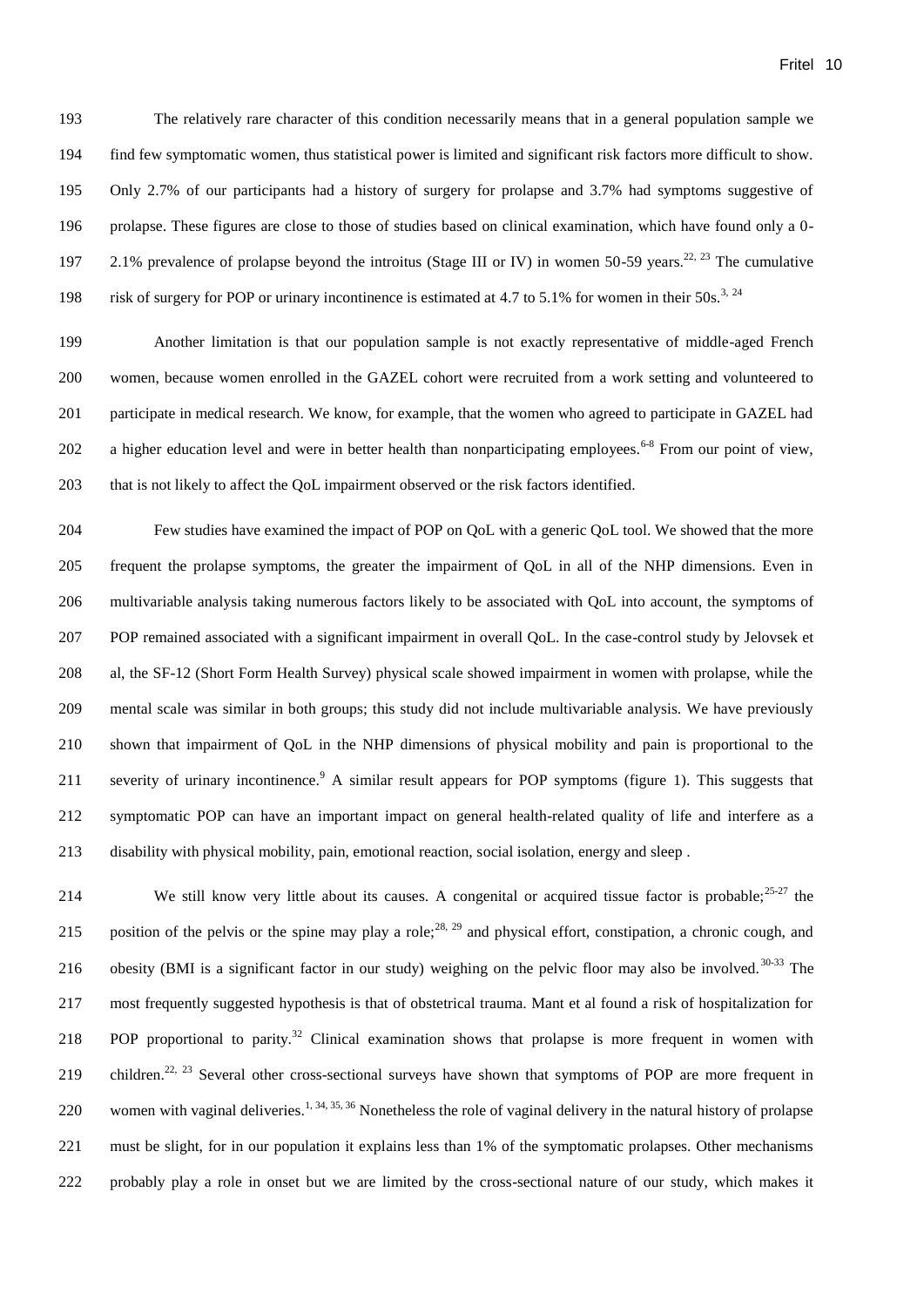The relatively rare character of this condition necessarily means that in a general population sample we find few symptomatic women, thus statistical power is limited and significant risk factors more difficult to show. Only 2.7% of our participants had a history of surgery for prolapse and 3.7% had symptoms suggestive of prolapse. These figures are close to those of studies based on clinical examination, which have found only a 0-2.1% prevalence of prolapse beyond the introitus (Stage III or IV) in women 50-59 years.[22, 23] The cumulative risk of surgery for POP or urinary incontinence is estimated at 4.7 to 5.1% for women in their 50s.[3, 24]

Another limitation is that our population sample is not exactly representative of middle-aged French women, because women enrolled in the GAZEL cohort were recruited from a work setting and volunteered to participate in medical research. We know, for example, that the women who agreed to participate in GAZEL had a higher education level and were in better health than nonparticipating employees.[6-8] From our point of view, that is not likely to affect the QoL impairment observed or the risk factors identified.

Few studies have examined the impact of POP on QoL with a generic QoL tool. We showed that the more frequent the prolapse symptoms, the greater the impairment of QoL in all of the NHP dimensions. Even in multivariable analysis taking numerous factors likely to be associated with QoL into account, the symptoms of POP remained associated with a significant impairment in overall QoL. In the case-control study by Jelovsek et al, the SF-12 (Short Form Health Survey) physical scale showed impairment in women with prolapse, while the mental scale was similar in both groups; this study did not include multivariable analysis. We have previously shown that impairment of QoL in the NHP dimensions of physical mobility and pain is proportional to the severity of urinary incontinence.[9] A similar result appears for POP symptoms (figure 1). This suggests that symptomatic POP can have an important impact on general health-related quality of life and interfere as a disability with physical mobility, pain, emotional reaction, social isolation, energy and sleep .

We still know very little about its causes. A congenital or acquired tissue factor is probable;[25-27] the position of the pelvis or the spine may play a role;[28, 29] and physical effort, constipation, a chronic cough, and obesity (BMI is a significant factor in our study) weighing on the pelvic floor may also be involved.[30-33] The most frequently suggested hypothesis is that of obstetrical trauma. Mant et al found a risk of hospitalization for POP proportional to parity.[32] Clinical examination shows that prolapse is more frequent in women with children.[22, 23] Several other cross-sectional surveys have shown that symptoms of POP are more frequent in women with vaginal deliveries.[1, 34, 35, 36] Nonetheless the role of vaginal delivery in the natural history of prolapse must be slight, for in our population it explains less than 1% of the symptomatic prolapses. Other mechanisms probably play a role in onset but we are limited by the cross-sectional nature of our study, which makes it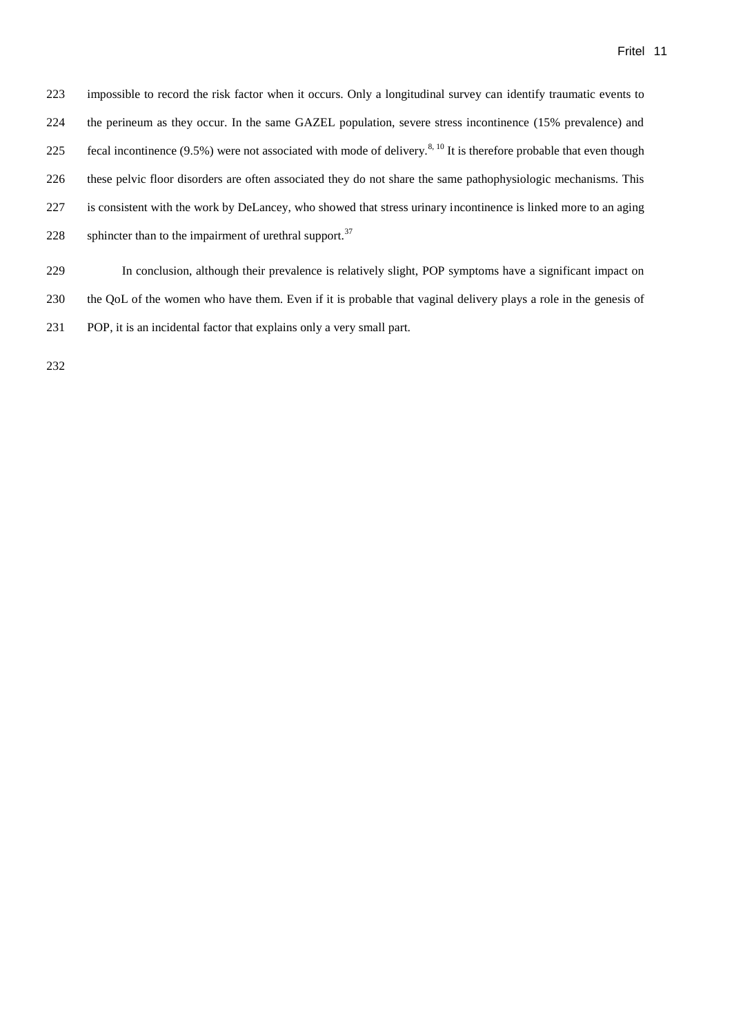impossible to record the risk factor when it occurs. Only a longitudinal survey can identify traumatic events to the perineum as they occur. In the same GAZEL population, severe stress incontinence (15% prevalence) and fecal incontinence (9.5%) were not associated with mode of delivery.[8, 10] It is therefore probable that even though these pelvic floor disorders are often associated they do not share the same pathophysiologic mechanisms. This is consistent with the work by DeLancey, who showed that stress urinary incontinence is linked more to an aging sphincter than to the impairment of urethral support.[37]

In conclusion, although their prevalence is relatively slight, POP symptoms have a significant impact on the QoL of the women who have them. Even if it is probable that vaginal delivery plays a role in the genesis of POP, it is an incidental factor that explains only a very small part.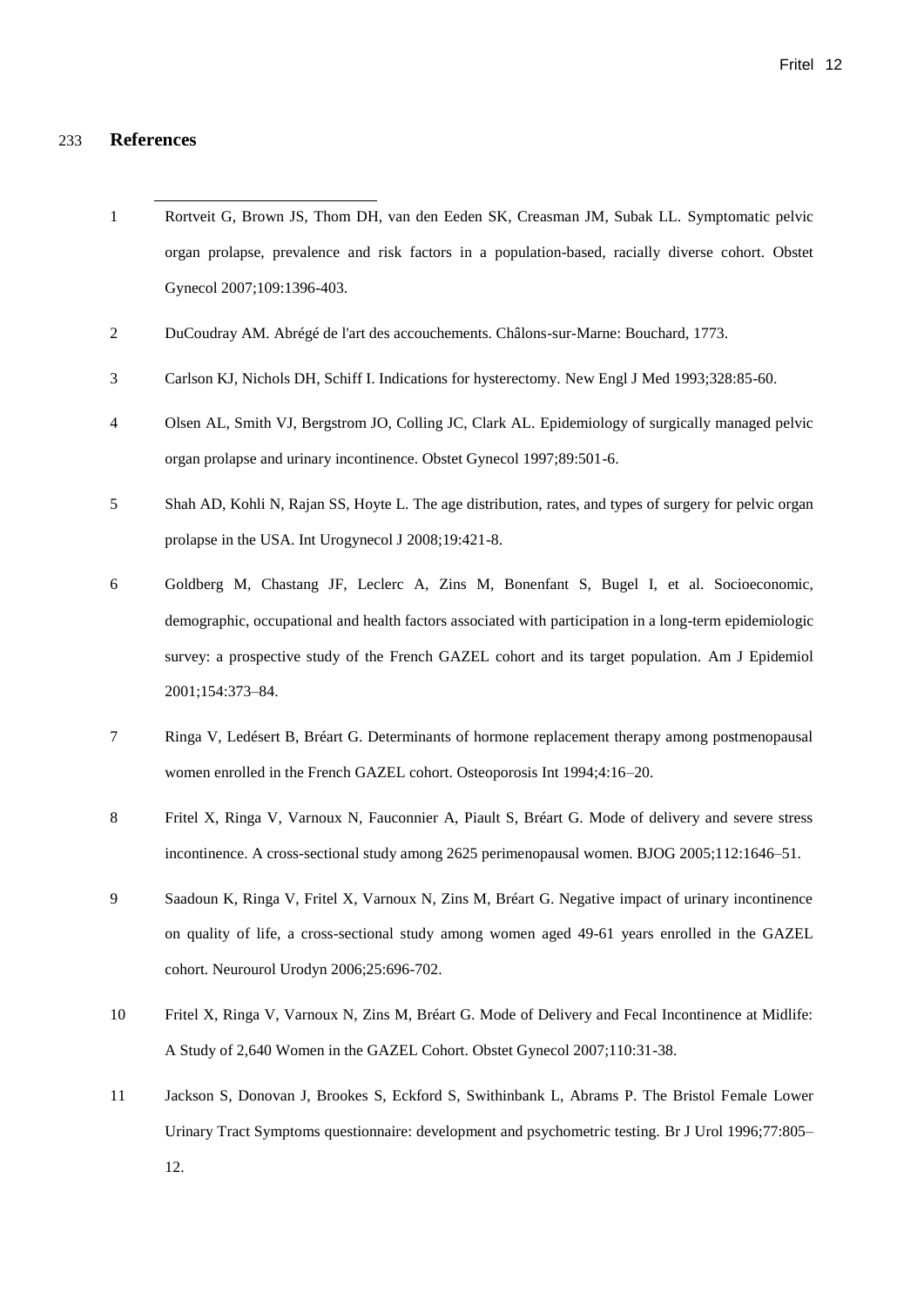## References

1. Rortveit G, Brown JS, Thom DH, van den Eeden SK, Creasman JM, Subak LL. Symptomatic pelvic organ prolapse, prevalence and risk factors in a population-based, racially diverse cohort. Obstet Gynecol 2007;109:1396-403.

2. DuCoudray AM. Abrégé de l'art des accouchements. Châlons-sur-Marne: Bouchard, 1773.

3. Carlson KJ, Nichols DH, Schiff I. Indications for hysterectomy. New Engl J Med 1993;328:85-60.

4. Olsen AL, Smith VJ, Bergstrom JO, Colling JC, Clark AL. Epidemiology of surgically managed pelvic organ prolapse and urinary incontinence. Obstet Gynecol 1997;89:501-6.

5. Shah AD, Kohli N, Rajan SS, Hoyte L. The age distribution, rates, and types of surgery for pelvic organ prolapse in the USA. Int Urogynecol J 2008;19:421-8.

6. Goldberg M, Chastang JF, Leclerc A, Zins M, Bonenfant S, Bugel I, et al. Socioeconomic, demographic, occupational and health factors associated with participation in a long-term epidemiologic survey: a prospective study of the French GAZEL cohort and its target population. Am J Epidemiol 2001;154:373–84.

7. Ringa V, Ledésert B, Bréart G. Determinants of hormone replacement therapy among postmenopausal women enrolled in the French GAZEL cohort. Osteoporosis Int 1994;4:16–20.

8. Fritel X, Ringa V, Varnoux N, Fauconnier A, Piault S, Bréart G. Mode of delivery and severe stress incontinence. A cross-sectional study among 2625 perimenopausal women. BJOG 2005;112:1646–51.

9. Saadoun K, Ringa V, Fritel X, Varnoux N, Zins M, Bréart G. Negative impact of urinary incontinence on quality of life, a cross-sectional study among women aged 49-61 years enrolled in the GAZEL cohort. Neurourol Urodyn 2006;25:696-702.

10. Fritel X, Ringa V, Varnoux N, Zins M, Bréart G. Mode of Delivery and Fecal Incontinence at Midlife: A Study of 2,640 Women in the GAZEL Cohort. Obstet Gynecol 2007;110:31-38.

11. Jackson S, Donovan J, Brookes S, Eckford S, Swithinbank L, Abrams P. The Bristol Female Lower Urinary Tract Symptoms questionnaire: development and psychometric testing. Br J Urol 1996;77:805–12.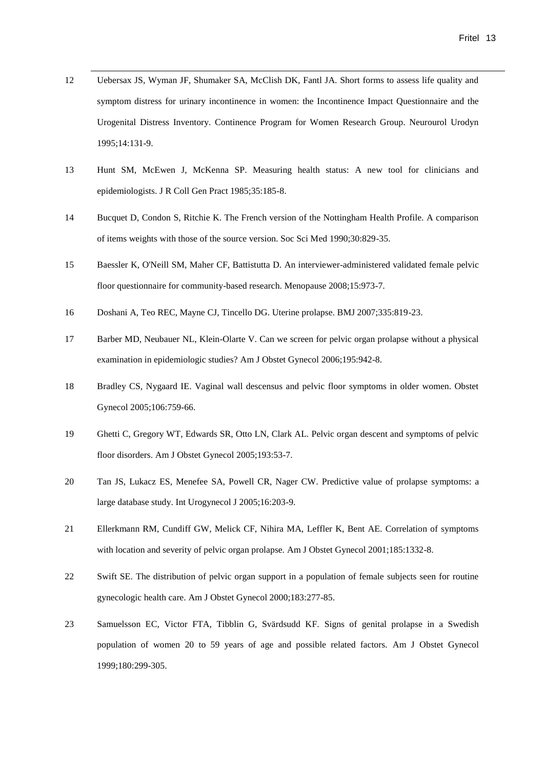12 Uebersax JS, Wyman JF, Shumaker SA, McClish DK, Fantl JA. Short forms to assess life quality and symptom distress for urinary incontinence in women: the Incontinence Impact Questionnaire and the Urogenital Distress Inventory. Continence Program for Women Research Group. Neurourol Urodyn 1995;14:131-9.

13 Hunt SM, McEwen J, McKenna SP. Measuring health status: A new tool for clinicians and epidemiologists. J R Coll Gen Pract 1985;35:185-8.

14 Bucquet D, Condon S, Ritchie K. The French version of the Nottingham Health Profile. A comparison of items weights with those of the source version. Soc Sci Med 1990;30:829-35.

15 Baessler K, O'Neill SM, Maher CF, Battistutta D. An interviewer-administered validated female pelvic floor questionnaire for community-based research. Menopause 2008;15:973-7.

16 Doshani A, Teo REC, Mayne CJ, Tincello DG. Uterine prolapse. BMJ 2007;335:819-23.

17 Barber MD, Neubauer NL, Klein-Olarte V. Can we screen for pelvic organ prolapse without a physical examination in epidemiologic studies? Am J Obstet Gynecol 2006;195:942-8.

18 Bradley CS, Nygaard IE. Vaginal wall descensus and pelvic floor symptoms in older women. Obstet Gynecol 2005;106:759-66.

19 Ghetti C, Gregory WT, Edwards SR, Otto LN, Clark AL. Pelvic organ descent and symptoms of pelvic floor disorders. Am J Obstet Gynecol 2005;193:53-7.

20 Tan JS, Lukacz ES, Menefee SA, Powell CR, Nager CW. Predictive value of prolapse symptoms: a large database study. Int Urogynecol J 2005;16:203-9.

21 Ellerkmann RM, Cundiff GW, Melick CF, Nihira MA, Leffler K, Bent AE. Correlation of symptoms with location and severity of pelvic organ prolapse. Am J Obstet Gynecol 2001;185:1332-8.

22 Swift SE. The distribution of pelvic organ support in a population of female subjects seen for routine gynecologic health care. Am J Obstet Gynecol 2000;183:277-85.

23 Samuelsson EC, Victor FTA, Tibblin G, Svärdsudd KF. Signs of genital prolapse in a Swedish population of women 20 to 59 years of age and possible related factors. Am J Obstet Gynecol 1999;180:299-305.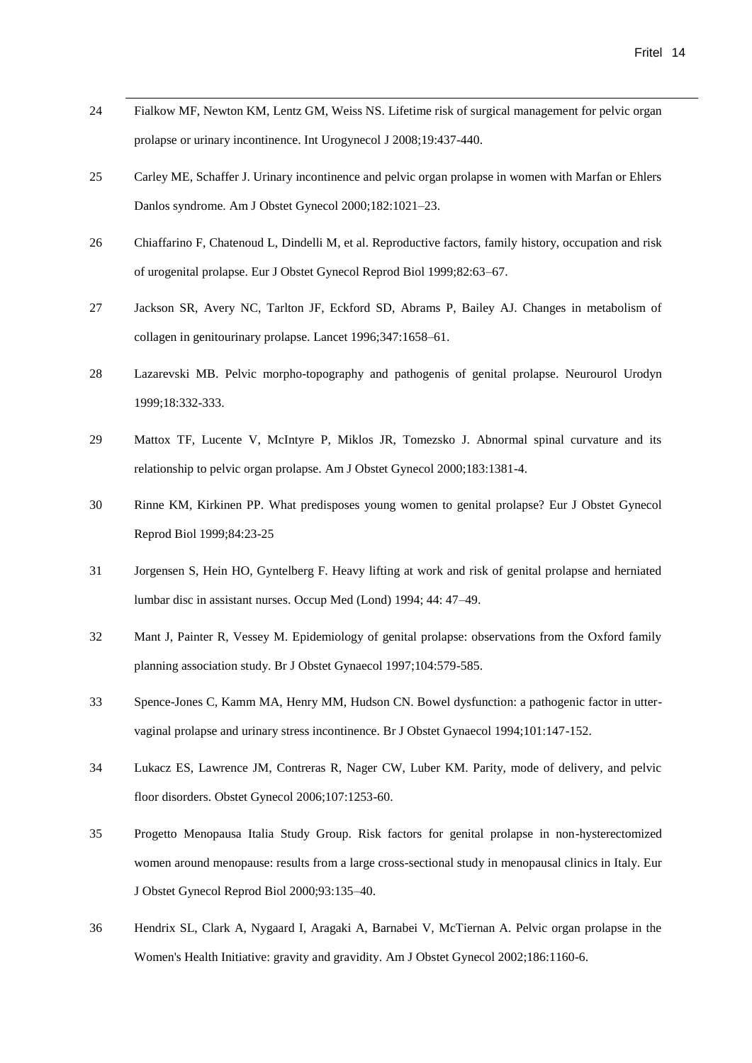24 Fialkow MF, Newton KM, Lentz GM, Weiss NS. Lifetime risk of surgical management for pelvic organ prolapse or urinary incontinence. Int Urogynecol J 2008;19:437-440.

25 Carley ME, Schaffer J. Urinary incontinence and pelvic organ prolapse in women with Marfan or Ehlers Danlos syndrome. Am J Obstet Gynecol 2000;182:1021–23.

26 Chiaffarino F, Chatenoud L, Dindelli M, et al. Reproductive factors, family history, occupation and risk of urogenital prolapse. Eur J Obstet Gynecol Reprod Biol 1999;82:63–67.

27 Jackson SR, Avery NC, Tarlton JF, Eckford SD, Abrams P, Bailey AJ. Changes in metabolism of collagen in genitourinary prolapse. Lancet 1996;347:1658–61.

28 Lazarevski MB. Pelvic morpho-topography and pathogenis of genital prolapse. Neurourol Urodyn 1999;18:332-333.

29 Mattox TF, Lucente V, McIntyre P, Miklos JR, Tomezsko J. Abnormal spinal curvature and its relationship to pelvic organ prolapse. Am J Obstet Gynecol 2000;183:1381-4.

30 Rinne KM, Kirkinen PP. What predisposes young women to genital prolapse? Eur J Obstet Gynecol Reprod Biol 1999;84:23-25

31 Jorgensen S, Hein HO, Gyntelberg F. Heavy lifting at work and risk of genital prolapse and herniated lumbar disc in assistant nurses. Occup Med (Lond) 1994; 44: 47–49.

32 Mant J, Painter R, Vessey M. Epidemiology of genital prolapse: observations from the Oxford family planning association study. Br J Obstet Gynaecol 1997;104:579-585.

33 Spence-Jones C, Kamm MA, Henry MM, Hudson CN. Bowel dysfunction: a pathogenic factor in utter-vaginal prolapse and urinary stress incontinence. Br J Obstet Gynaecol 1994;101:147-152.

34 Lukacz ES, Lawrence JM, Contreras R, Nager CW, Luber KM. Parity, mode of delivery, and pelvic floor disorders. Obstet Gynecol 2006;107:1253-60.

35 Progetto Menopausa Italia Study Group. Risk factors for genital prolapse in non-hysterectomized women around menopause: results from a large cross-sectional study in menopausal clinics in Italy. Eur J Obstet Gynecol Reprod Biol 2000;93:135–40.

36 Hendrix SL, Clark A, Nygaard I, Aragaki A, Barnabei V, McTiernan A. Pelvic organ prolapse in the Women's Health Initiative: gravity and gravidity. Am J Obstet Gynecol 2002;186:1160-6.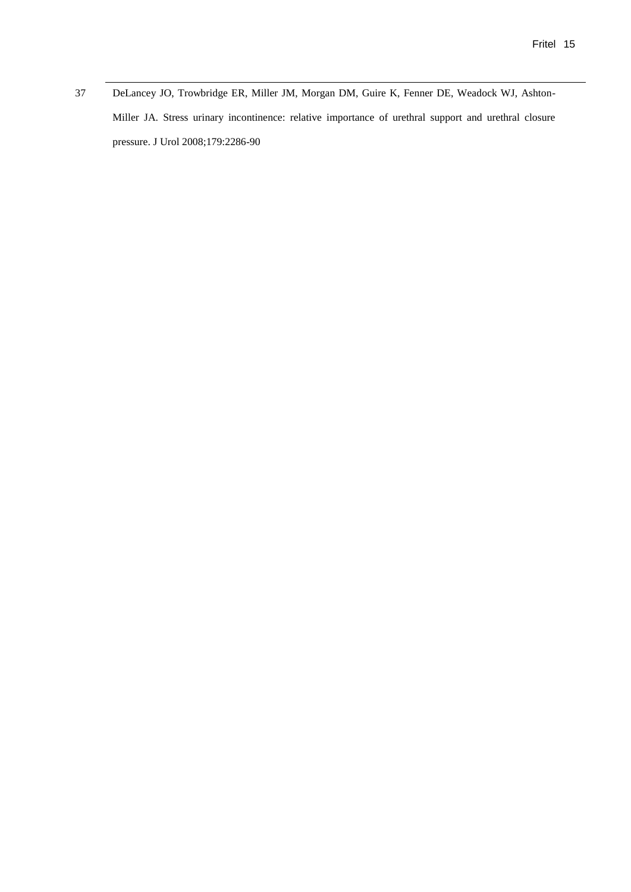37 DeLancey JO, Trowbridge ER, Miller JM, Morgan DM, Guire K, Fenner DE, Weadock WJ, Ashton-Miller JA. Stress urinary incontinence: relative importance of urethral support and urethral closure pressure. J Urol 2008;179:2286-90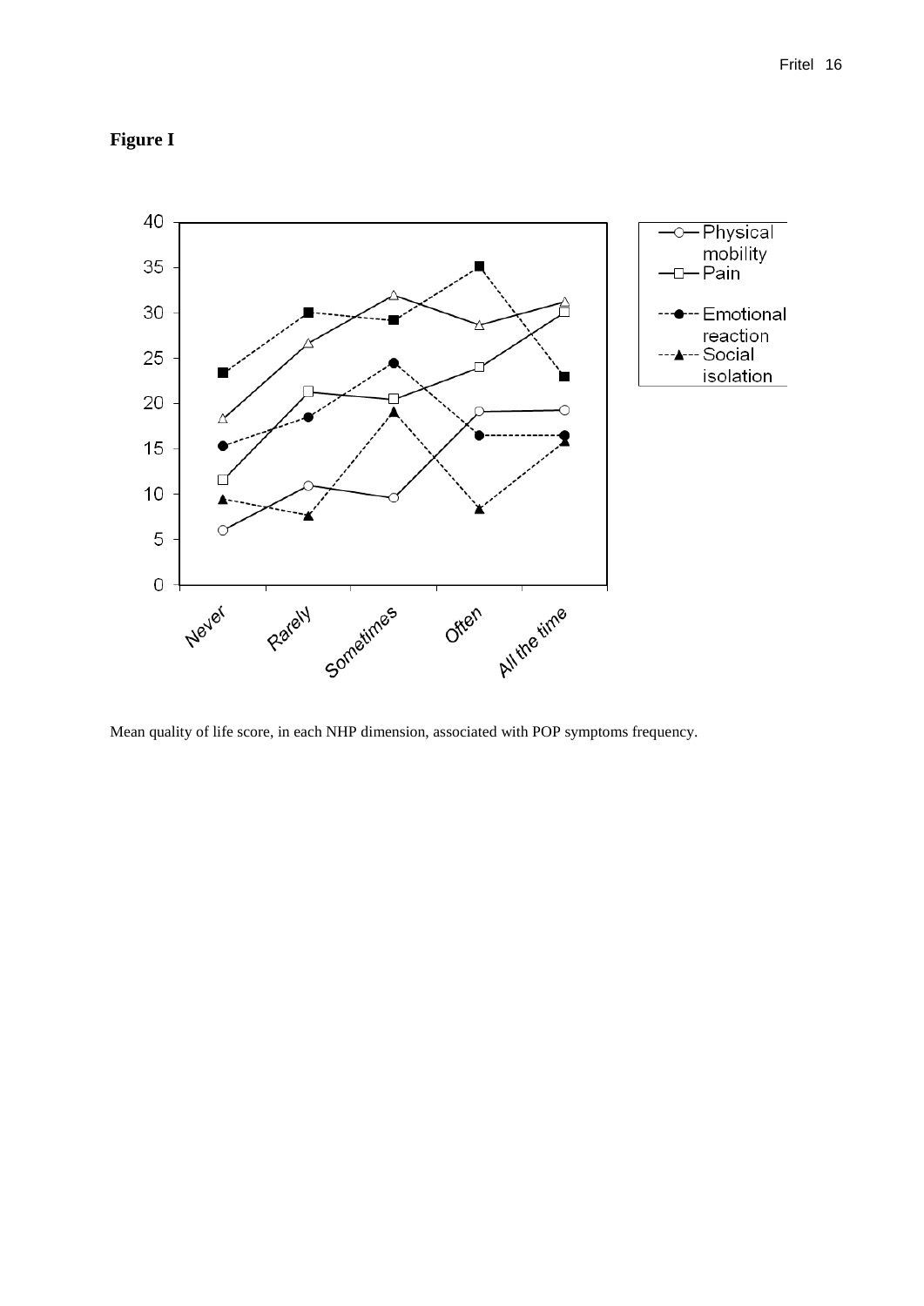**Figure I**

Mean quality of life score, in each NHP dimension, associated with POP symptoms frequency.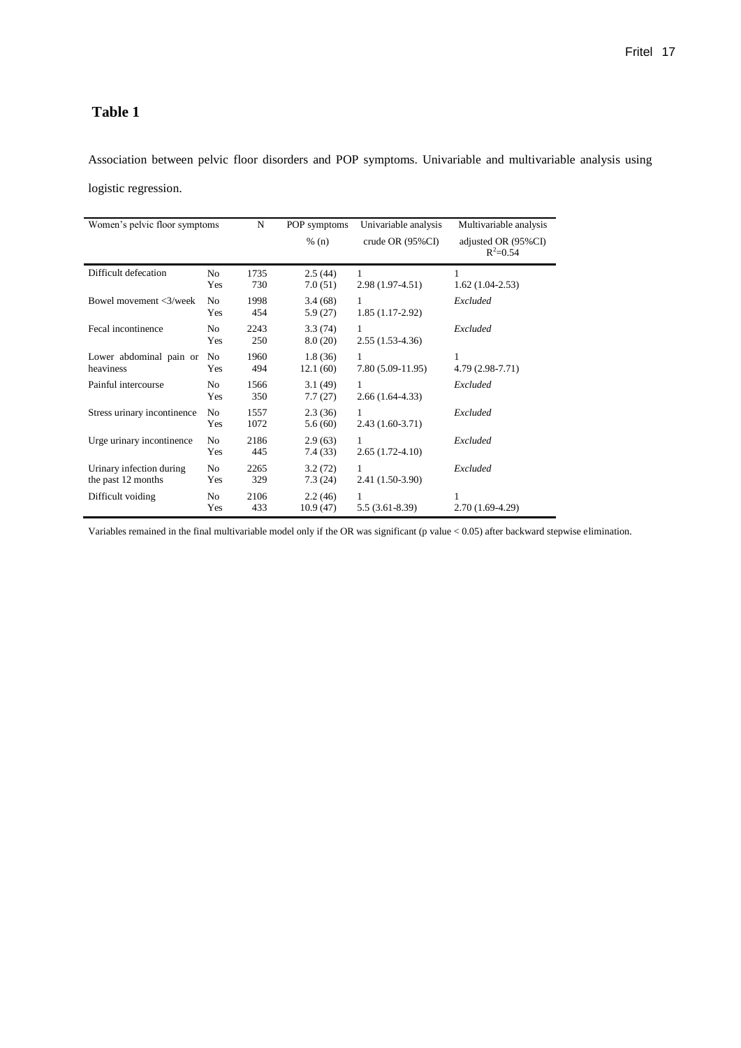## Table 1

Association between pelvic floor disorders and POP symptoms. Univariable and multivariable analysis using logistic regression.

| Women's pelvic floor symptoms | | N | POP symptoms % (n) | Univariable analysis crude OR (95%CI) | Multivariable analysis adjusted OR (95%CI) $R^2$=0.54 |
|---|---|---|---|---|---|
| Difficult defecation | No | 1735 | 2.5 (44) | 1 | 1 |
| | Yes | 730 | 7.0 (51) | 2.98 (1.97-4.51) | 1.62 (1.04-2.53) |
| Bowel movement <3/week | No | 1998 | 3.4 (68) | 1 | *Excluded* |
| | Yes | 454 | 5.9 (27) | 1.85 (1.17-2.92) | |
| Fecal incontinence | No | 2243 | 3.3 (74) | 1 | *Excluded* |
| | Yes | 250 | 8.0 (20) | 2.55 (1.53-4.36) | |
| Lower abdominal pain or heaviness | No | 1960 | 1.8 (36) | 1 | 1 |
| | Yes | 494 | 12.1 (60) | 7.80 (5.09-11.95) | 4.79 (2.98-7.71) |
| Painful intercourse | No | 1566 | 3.1 (49) | 1 | *Excluded* |
| | Yes | 350 | 7.7 (27) | 2.66 (1.64-4.33) | |
| Stress urinary incontinence | No | 1557 | 2.3 (36) | 1 | *Excluded* |
| | Yes | 1072 | 5.6 (60) | 2.43 (1.60-3.71) | |
| Urge urinary incontinence | No | 2186 | 2.9 (63) | 1 | *Excluded* |
| | Yes | 445 | 7.4 (33) | 2.65 (1.72-4.10) | |
| Urinary infection during the past 12 months | No | 2265 | 3.2 (72) | 1 | *Excluded* |
| | Yes | 329 | 7.3 (24) | 2.41 (1.50-3.90) | |
| Difficult voiding | No | 2106 | 2.2 (46) | 1 | 1 |
| | Yes | 433 | 10.9 (47) | 5.5 (3.61-8.39) | 2.70 (1.69-4.29) |

Variables remained in the final multivariable model only if the OR was significant (p value < 0.05) after backward stepwise elimination.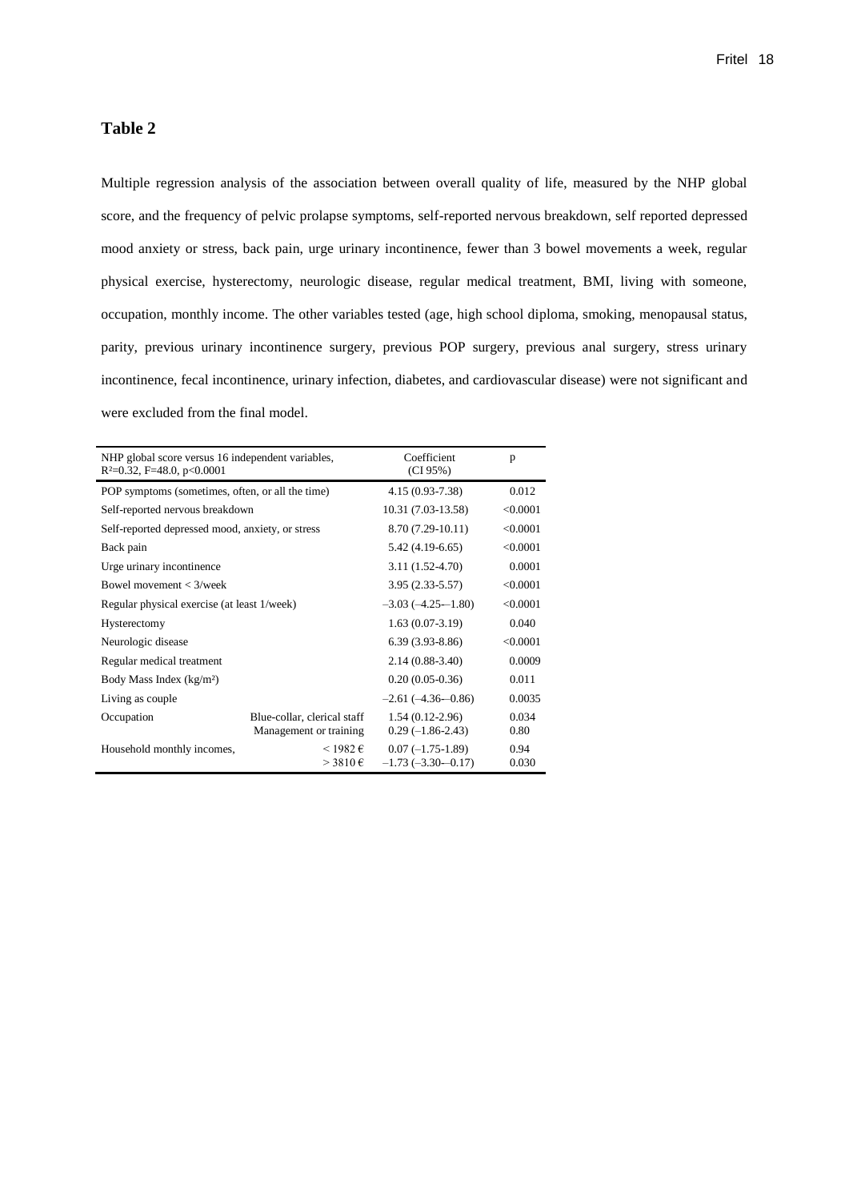## Table 2

Multiple regression analysis of the association between overall quality of life, measured by the NHP global score, and the frequency of pelvic prolapse symptoms, self-reported nervous breakdown, self reported depressed mood anxiety or stress, back pain, urge urinary incontinence, fewer than 3 bowel movements a week, regular physical exercise, hysterectomy, neurologic disease, regular medical treatment, BMI, living with someone, occupation, monthly income. The other variables tested (age, high school diploma, smoking, menopausal status, parity, previous urinary incontinence surgery, previous POP surgery, previous anal surgery, stress urinary incontinence, fecal incontinence, urinary infection, diabetes, and cardiovascular disease) were not significant and were excluded from the final model.

| NHP global score versus 16 independent variables, $R^2$=0.32, F=48.0, p<0.0001 | | Coefficient (CI 95%) | p |
|---|---|---|---|
| POP symptoms (sometimes, often, or all the time) | | 4.15 (0.93-7.38) | 0.012 |
| Self-reported nervous breakdown | | 10.31 (7.03-13.58) | <0.0001 |
| Self-reported depressed mood, anxiety, or stress | | 8.70 (7.29-10.11) | <0.0001 |
| Back pain | | 5.42 (4.19-6.65) | <0.0001 |
| Urge urinary incontinence | | 3.11 (1.52-4.70) | 0.0001 |
| Bowel movement < 3/week | | 3.95 (2.33-5.57) | <0.0001 |
| Regular physical exercise (at least 1/week) | | –3.03 (–4.25-–1.80) | <0.0001 |
| Hysterectomy | | 1.63 (0.07-3.19) | 0.040 |
| Neurologic disease | | 6.39 (3.93-8.86) | <0.0001 |
| Regular medical treatment | | 2.14 (0.88-3.40) | 0.0009 |
| Body Mass Index (kg/m²) | | 0.20 (0.05-0.36) | 0.011 |
| Living as couple | | –2.61 (–4.36-–0.86) | 0.0035 |
| Occupation | Blue-collar, clerical staff | 1.54 (0.12-2.96) | 0.034 |
| | Management or training | 0.29 (–1.86-2.43) | 0.80 |
| Household monthly incomes, | < 1982 € | 0.07 (–1.75-1.89) | 0.94 |
| | > 3810 € | –1.73 (–3.30-–0.17) | 0.030 |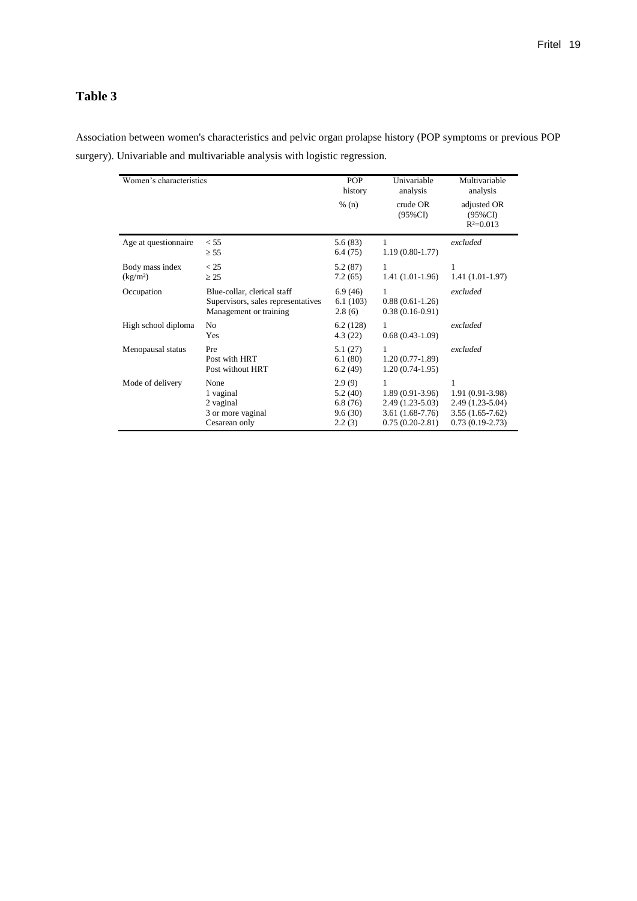# Table 3

Association between women's characteristics and pelvic organ prolapse history (POP symptoms or previous POP surgery). Univariable and multivariable analysis with logistic regression.

| Women's characteristics | | POP history | Univariable analysis | Multivariable analysis |
|---|---|---|---|---|
| | | % (n) | crude OR (95%CI) | adjusted OR (95%CI) $R^2$=0.013 |
| Age at questionnaire | < 55 | 5.6 (83) | 1 | *excluded* |
| | ≥ 55 | 6.4 (75) | 1.19 (0.80-1.77) | |
| Body mass index (kg/m²) | < 25 | 5.2 (87) | 1 | 1 |
| | ≥ 25 | 7.2 (65) | 1.41 (1.01-1.96) | 1.41 (1.01-1.97) |
| Occupation | Blue-collar, clerical staff | 6.9 (46) | 1 | *excluded* |
| | Supervisors, sales representatives | 6.1 (103) | 0.88 (0.61-1.26) | |
| | Management or training | 2.8 (6) | 0.38 (0.16-0.91) | |
| High school diploma | No | 6.2 (128) | 1 | *excluded* |
| | Yes | 4.3 (22) | 0.68 (0.43-1.09) | |
| Menopausal status | Pre | 5.1 (27) | 1 | *excluded* |
| | Post with HRT | 6.1 (80) | 1.20 (0.77-1.89) | |
| | Post without HRT | 6.2 (49) | 1.20 (0.74-1.95) | |
| Mode of delivery | None | 2.9 (9) | 1 | 1 |
| | 1 vaginal | 5.2 (40) | 1.89 (0.91-3.96) | 1.91 (0.91-3.98) |
| | 2 vaginal | 6.8 (76) | 2.49 (1.23-5.03) | 2.49 (1.23-5.04) |
| | 3 or more vaginal | 9.6 (30) | 3.61 (1.68-7.76) | 3.55 (1.65-7.62) |
| | Cesarean only | 2.2 (3) | 0.75 (0.20-2.81) | 0.73 (0.19-2.73) |